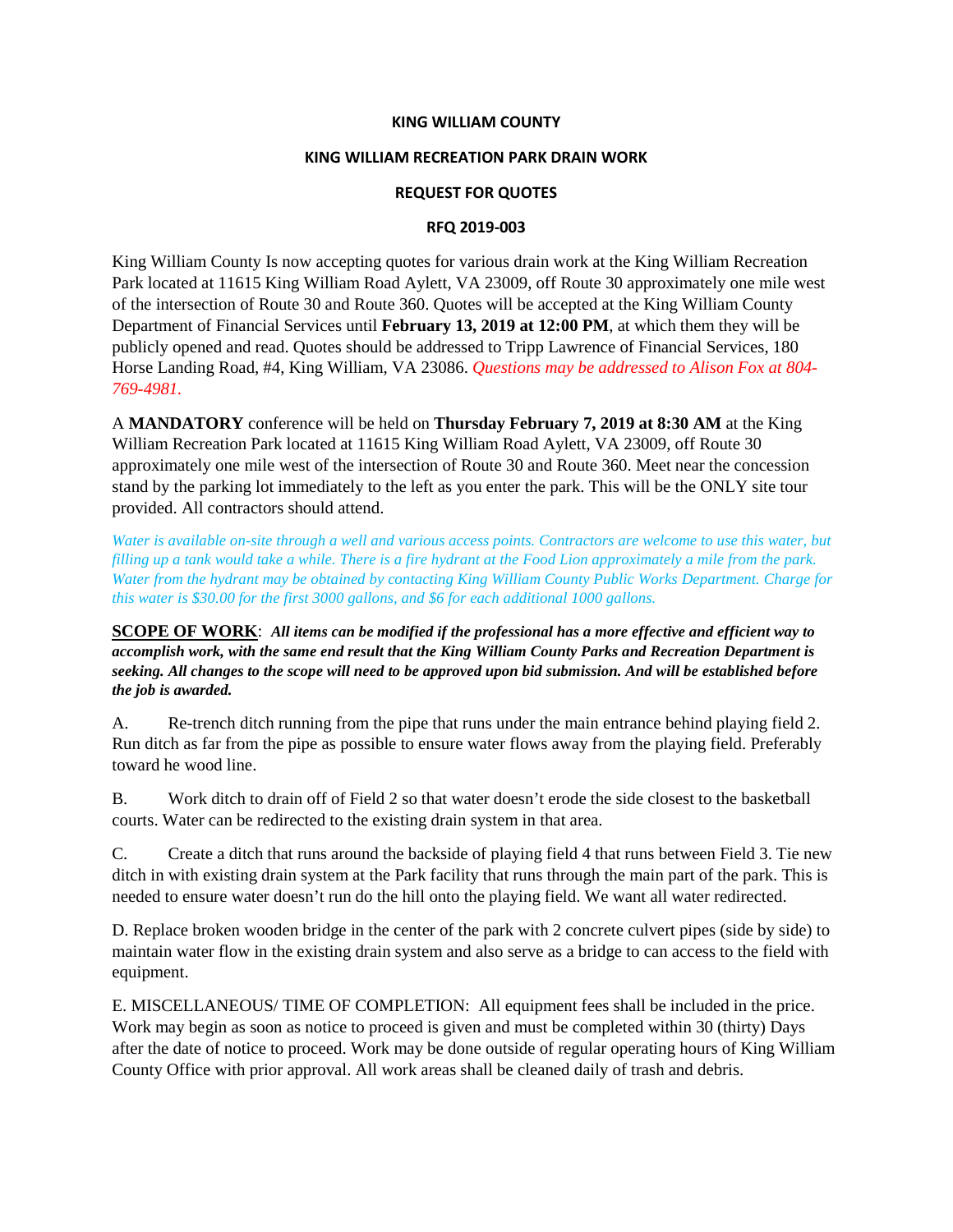**KING WILLIAM COUNTY**

**KING WILLIAM RECREATION PARK DRAIN WORK**

**REQUEST FOR QUOTES**

**RFQ 2019-003**

King William County Is now accepting quotes for various drain work at the King William Recreation Park located at 11615 King William Road Aylett, VA 23009, off Route 30 approximately one mile west of the intersection of Route 30 and Route 360. Quotes will be accepted at the King William County Department of Financial Services until **February 13, 2019 at 12:00 PM**, at which them they will be publicly opened and read. Quotes should be addressed to Tripp Lawrence of Financial Services, 180 Horse Landing Road, #4, King William, VA 23086. *Questions may be addressed to Alison Fox at 804-769-4981.*

A **MANDATORY** conference will be held on **Thursday February 7, 2019 at 8:30 AM** at the King William Recreation Park located at 11615 King William Road Aylett, VA 23009, off Route 30 approximately one mile west of the intersection of Route 30 and Route 360. Meet near the concession stand by the parking lot immediately to the left as you enter the park. This will be the ONLY site tour provided. All contractors should attend.

*Water is available on-site through a well and various access points. Contractors are welcome to use this water, but filling up a tank would take a while. There is a fire hydrant at the Food Lion approximately a mile from the park. Water from the hydrant may be obtained by contacting King William County Public Works Department. Charge for this water is $30.00 for the first 3000 gallons, and $6 for each additional 1000 gallons.*

**SCOPE OF WORK**: ***All items can be modified if the professional has a more effective and efficient way to accomplish work, with the same end result that the King William County Parks and Recreation Department is seeking. All changes to the scope will need to be approved upon bid submission. And will be established before the job is awarded.***

A. Re-trench ditch running from the pipe that runs under the main entrance behind playing field 2. Run ditch as far from the pipe as possible to ensure water flows away from the playing field. Preferably toward he wood line.

B. Work ditch to drain off of Field 2 so that water doesn't erode the side closest to the basketball courts. Water can be redirected to the existing drain system in that area.

C. Create a ditch that runs around the backside of playing field 4 that runs between Field 3. Tie new ditch in with existing drain system at the Park facility that runs through the main part of the park. This is needed to ensure water doesn't run do the hill onto the playing field. We want all water redirected.

D. Replace broken wooden bridge in the center of the park with 2 concrete culvert pipes (side by side) to maintain water flow in the existing drain system and also serve as a bridge to can access to the field with equipment.

E. MISCELLANEOUS/ TIME OF COMPLETION: All equipment fees shall be included in the price. Work may begin as soon as notice to proceed is given and must be completed within 30 (thirty) Days after the date of notice to proceed. Work may be done outside of regular operating hours of King William County Office with prior approval. All work areas shall be cleaned daily of trash and debris.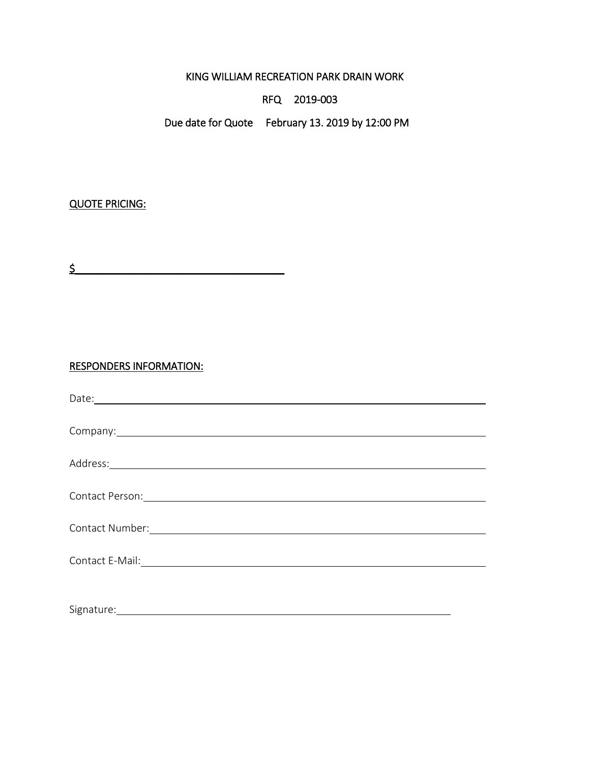KING WILLIAM RECREATION PARK DRAIN WORK

RFQ 2019-003

Due date for Quote February 13. 2019 by 12:00 PM

<u>QUOTE PRICING:</u>

$\_\_\_\_\_\_\_\_\_\_\_\_\_\_\_\_\_\_\_\_\_\_\_\_\_\_\_\_\_\_\_\_\_\_\_\_

<u>RESPONDERS INFORMATION:</u>

Date: \_\_\_\_\_\_\_\_\_\_\_\_\_\_\_\_\_\_\_\_\_\_\_\_\_\_\_\_\_\_\_\_\_\_\_\_\_\_\_\_\_\_\_\_\_\_\_\_\_\_\_\_

Company: \_\_\_\_\_\_\_\_\_\_\_\_\_\_\_\_\_\_\_\_\_\_\_\_\_\_\_\_\_\_\_\_\_\_\_\_\_\_\_\_\_\_\_\_\_\_\_\_\_\_\_\_

Address: \_\_\_\_\_\_\_\_\_\_\_\_\_\_\_\_\_\_\_\_\_\_\_\_\_\_\_\_\_\_\_\_\_\_\_\_\_\_\_\_\_\_\_\_\_\_\_\_\_\_\_\_

Contact Person: \_\_\_\_\_\_\_\_\_\_\_\_\_\_\_\_\_\_\_\_\_\_\_\_\_\_\_\_\_\_\_\_\_\_\_\_\_\_\_\_\_\_\_\_\_\_\_\_\_\_\_\_

Contact Number: \_\_\_\_\_\_\_\_\_\_\_\_\_\_\_\_\_\_\_\_\_\_\_\_\_\_\_\_\_\_\_\_\_\_\_\_\_\_\_\_\_\_\_\_\_\_\_\_\_\_\_\_

Contact E-Mail: \_\_\_\_\_\_\_\_\_\_\_\_\_\_\_\_\_\_\_\_\_\_\_\_\_\_\_\_\_\_\_\_\_\_\_\_\_\_\_\_\_\_\_\_\_\_\_\_\_\_\_\_

Signature: \_\_\_\_\_\_\_\_\_\_\_\_\_\_\_\_\_\_\_\_\_\_\_\_\_\_\_\_\_\_\_\_\_\_\_\_\_\_\_\_\_\_\_\_\_\_\_\_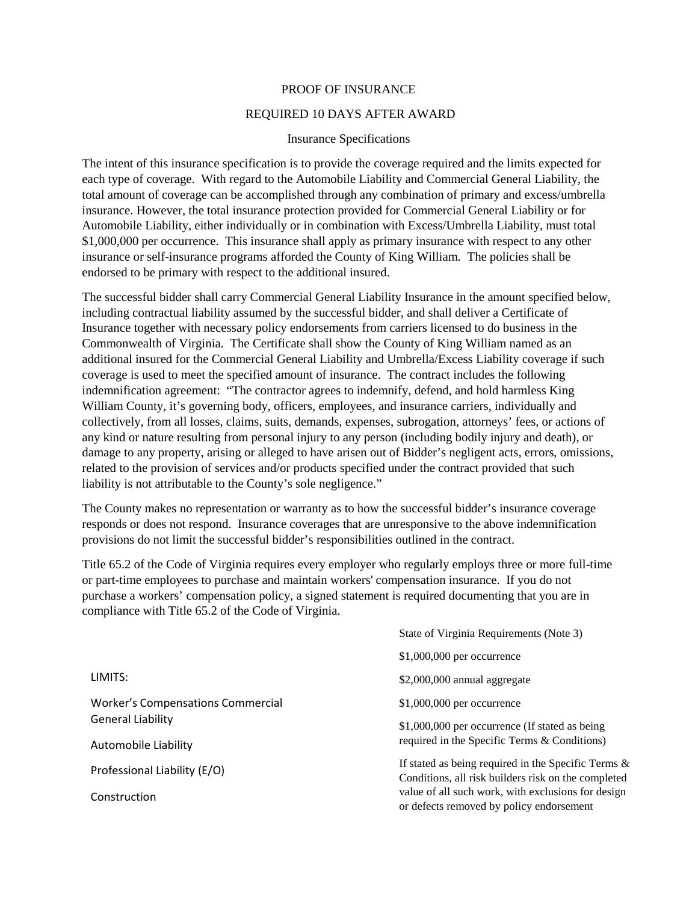PROOF OF INSURANCE

REQUIRED 10 DAYS AFTER AWARD

Insurance Specifications

The intent of this insurance specification is to provide the coverage required and the limits expected for each type of coverage. With regard to the Automobile Liability and Commercial General Liability, the total amount of coverage can be accomplished through any combination of primary and excess/umbrella insurance. However, the total insurance protection provided for Commercial General Liability or for Automobile Liability, either individually or in combination with Excess/Umbrella Liability, must total $1,000,000 per occurrence. This insurance shall apply as primary insurance with respect to any other insurance or self-insurance programs afforded the County of King William. The policies shall be endorsed to be primary with respect to the additional insured.

The successful bidder shall carry Commercial General Liability Insurance in the amount specified below, including contractual liability assumed by the successful bidder, and shall deliver a Certificate of Insurance together with necessary policy endorsements from carriers licensed to do business in the Commonwealth of Virginia. The Certificate shall show the County of King William named as an additional insured for the Commercial General Liability and Umbrella/Excess Liability coverage if such coverage is used to meet the specified amount of insurance. The contract includes the following indemnification agreement: "The contractor agrees to indemnify, defend, and hold harmless King William County, it's governing body, officers, employees, and insurance carriers, individually and collectively, from all losses, claims, suits, demands, expenses, subrogation, attorneys' fees, or actions of any kind or nature resulting from personal injury to any person (including bodily injury and death), or damage to any property, arising or alleged to have arisen out of Bidder's negligent acts, errors, omissions, related to the provision of services and/or products specified under the contract provided that such liability is not attributable to the County's sole negligence."

The County makes no representation or warranty as to how the successful bidder's insurance coverage responds or does not respond. Insurance coverages that are unresponsive to the above indemnification provisions do not limit the successful bidder's responsibilities outlined in the contract.

Title 65.2 of the Code of Virginia requires every employer who regularly employs three or more full-time or part-time employees to purchase and maintain workers' compensation insurance. If you do not purchase a workers' compensation policy, a signed statement is required documenting that you are in compliance with Title 65.2 of the Code of Virginia.

| LIMITS: | |
|---|---|
| Worker's Compensations | State of Virginia Requirements (Note 3) |
| Commercial General Liability | $1,000,000 per occurrence<br>$2,000,000 annual aggregate |
| Automobile Liability | $1,000,000 per occurrence |
| Professional Liability (E/O) | $1,000,000 per occurrence (If stated as being required in the Specific Terms & Conditions) |
| Construction | If stated as being required in the Specific Terms & Conditions, all risk builders risk on the completed value of all such work, with exclusions for design or defects removed by policy endorsement |